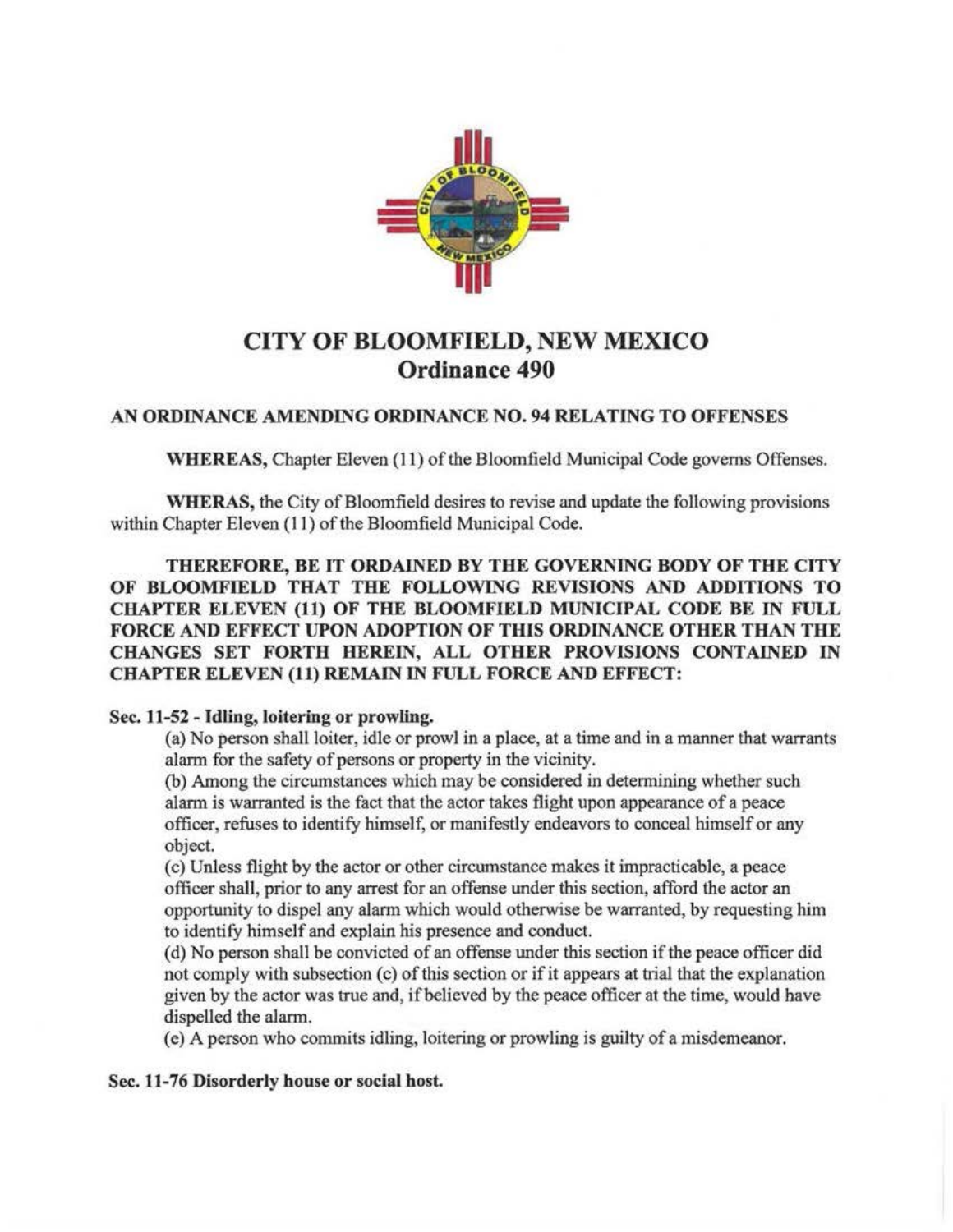# CITY OF BLOOMFIELD, NEW MEXICO
## Ordinance 490

**AN ORDINANCE AMENDING ORDINANCE NO. 94 RELATING TO OFFENSES**

**WHEREAS,** Chapter Eleven (11) of the Bloomfield Municipal Code governs Offenses.

**WHERAS,** the City of Bloomfield desires to revise and update the following provisions within Chapter Eleven (11) of the Bloomfield Municipal Code.

**THEREFORE, BE IT ORDAINED BY THE GOVERNING BODY OF THE CITY OF BLOOMFIELD THAT THE FOLLOWING REVISIONS AND ADDITIONS TO CHAPTER ELEVEN (11) OF THE BLOOMFIELD MUNICIPAL CODE BE IN FULL FORCE AND EFFECT UPON ADOPTION OF THIS ORDINANCE OTHER THAN THE CHANGES SET FORTH HEREIN, ALL OTHER PROVISIONS CONTAINED IN CHAPTER ELEVEN (11) REMAIN IN FULL FORCE AND EFFECT:**

**Sec. 11-52 - Idling, loitering or prowling.**

(a) No person shall loiter, idle or prowl in a place, at a time and in a manner that warrants alarm for the safety of persons or property in the vicinity.

(b) Among the circumstances which may be considered in determining whether such alarm is warranted is the fact that the actor takes flight upon appearance of a peace officer, refuses to identify himself, or manifestly endeavors to conceal himself or any object.

(c) Unless flight by the actor or other circumstance makes it impracticable, a peace officer shall, prior to any arrest for an offense under this section, afford the actor an opportunity to dispel any alarm which would otherwise be warranted, by requesting him to identify himself and explain his presence and conduct.

(d) No person shall be convicted of an offense under this section if the peace officer did not comply with subsection (c) of this section or if it appears at trial that the explanation given by the actor was true and, if believed by the peace officer at the time, would have dispelled the alarm.

(e) A person who commits idling, loitering or prowling is guilty of a misdemeanor.

**Sec. 11-76 Disorderly house or social host.**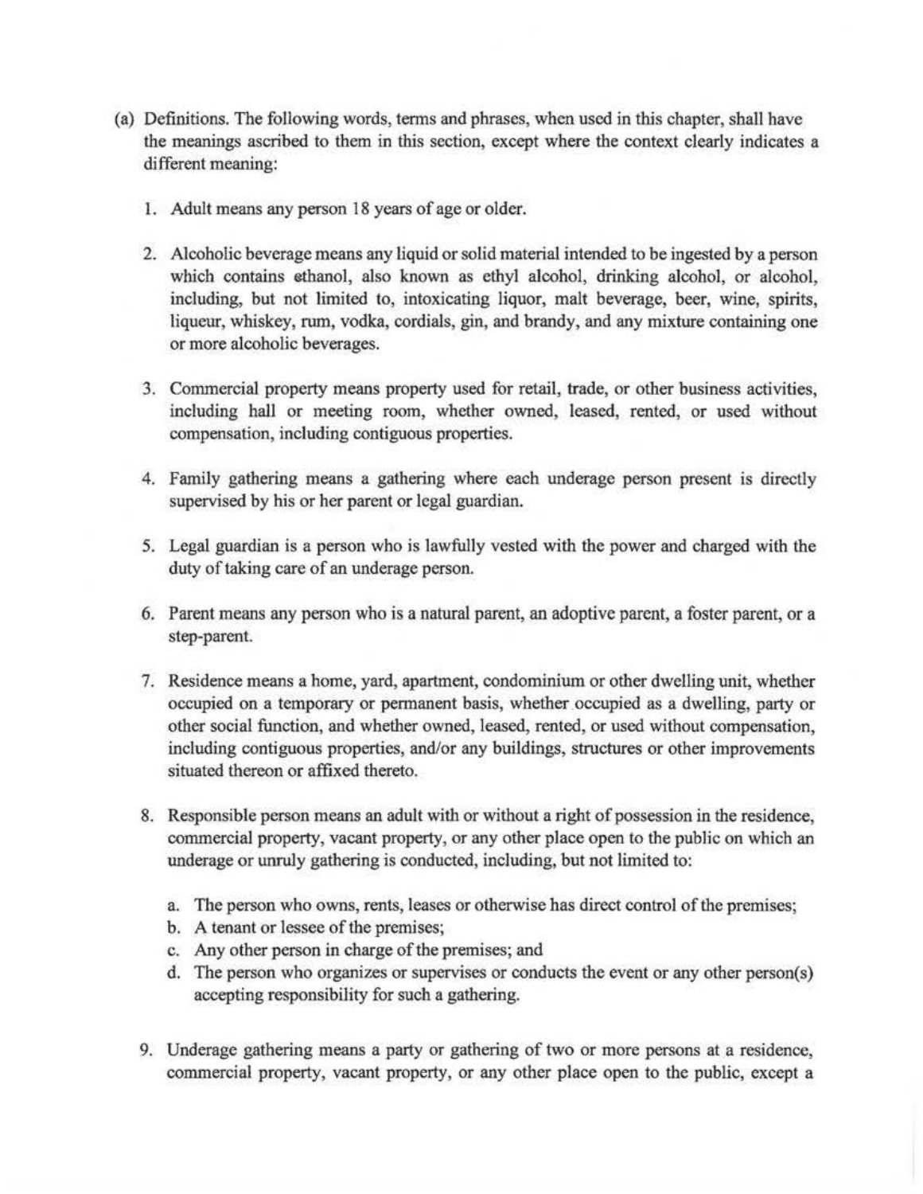(a) Definitions. The following words, terms and phrases, when used in this chapter, shall have the meanings ascribed to them in this section, except where the context clearly indicates a different meaning:

1. Adult means any person 18 years of age or older.

2. Alcoholic beverage means any liquid or solid material intended to be ingested by a person which contains ethanol, also known as ethyl alcohol, drinking alcohol, or alcohol, including, but not limited to, intoxicating liquor, malt beverage, beer, wine, spirits, liqueur, whiskey, rum, vodka, cordials, gin, and brandy, and any mixture containing one or more alcoholic beverages.

3. Commercial property means property used for retail, trade, or other business activities, including hall or meeting room, whether owned, leased, rented, or used without compensation, including contiguous properties.

4. Family gathering means a gathering where each underage person present is directly supervised by his or her parent or legal guardian.

5. Legal guardian is a person who is lawfully vested with the power and charged with the duty of taking care of an underage person.

6. Parent means any person who is a natural parent, an adoptive parent, a foster parent, or a step-parent.

7. Residence means a home, yard, apartment, condominium or other dwelling unit, whether occupied on a temporary or permanent basis, whether occupied as a dwelling, party or other social function, and whether owned, leased, rented, or used without compensation, including contiguous properties, and/or any buildings, structures or other improvements situated thereon or affixed thereto.

8. Responsible person means an adult with or without a right of possession in the residence, commercial property, vacant property, or any other place open to the public on which an underage or unruly gathering is conducted, including, but not limited to:

   a. The person who owns, rents, leases or otherwise has direct control of the premises;
   b. A tenant or lessee of the premises;
   c. Any other person in charge of the premises; and
   d. The person who organizes or supervises or conducts the event or any other person(s) accepting responsibility for such a gathering.

9. Underage gathering means a party or gathering of two or more persons at a residence, commercial property, vacant property, or any other place open to the public, except a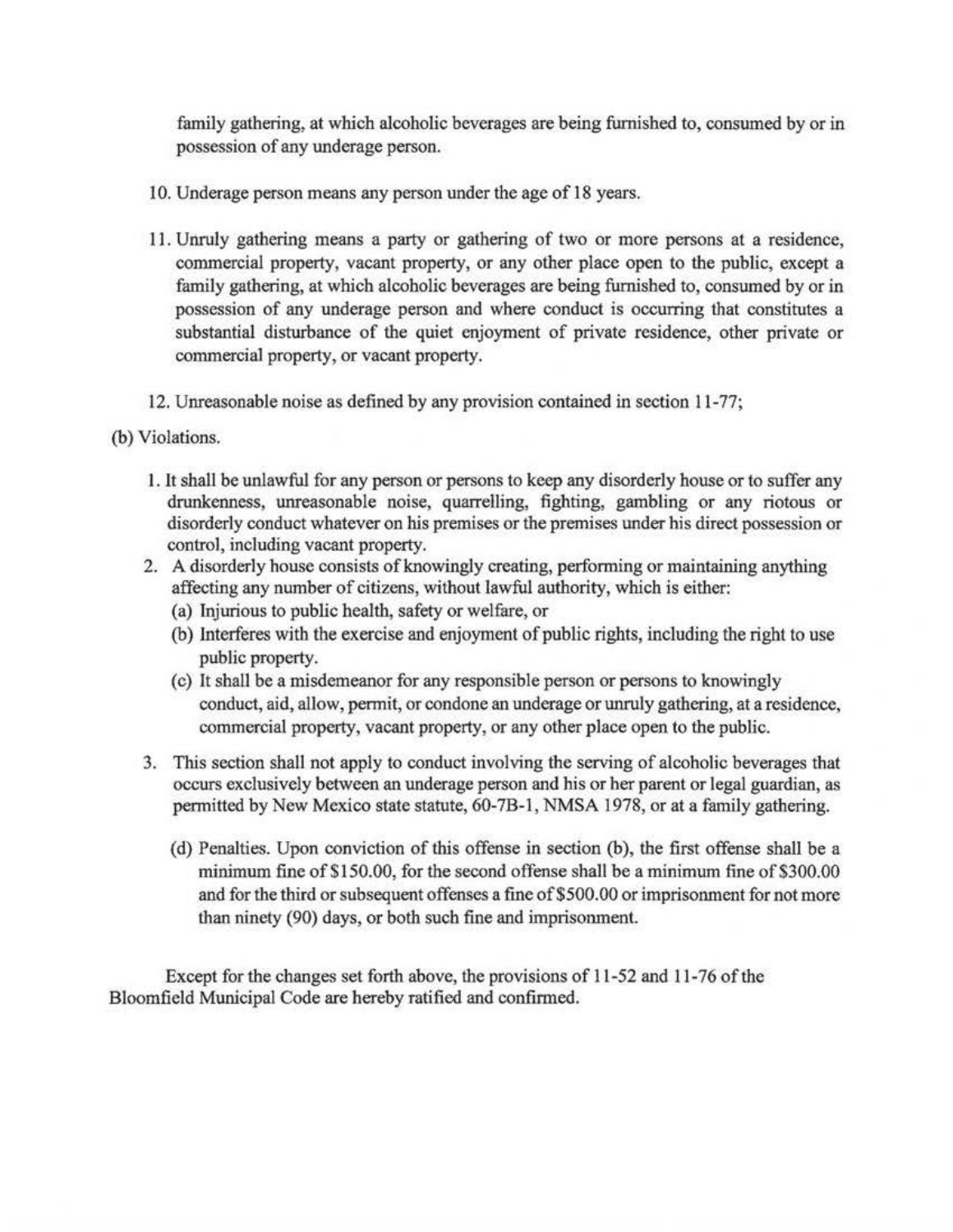family gathering, at which alcoholic beverages are being furnished to, consumed by or in possession of any underage person.

10. Underage person means any person under the age of 18 years.

11. Unruly gathering means a party or gathering of two or more persons at a residence, commercial property, vacant property, or any other place open to the public, except a family gathering, at which alcoholic beverages are being furnished to, consumed by or in possession of any underage person and where conduct is occurring that constitutes a substantial disturbance of the quiet enjoyment of private residence, other private or commercial property, or vacant property.

12. Unreasonable noise as defined by any provision contained in section 11-77;

(b) Violations.

1. It shall be unlawful for any person or persons to keep any disorderly house or to suffer any drunkenness, unreasonable noise, quarrelling, fighting, gambling or any riotous or disorderly conduct whatever on his premises or the premises under his direct possession or control, including vacant property.
2. A disorderly house consists of knowingly creating, performing or maintaining anything affecting any number of citizens, without lawful authority, which is either:
   (a) Injurious to public health, safety or welfare, or
   (b) Interferes with the exercise and enjoyment of public rights, including the right to use public property.
   (c) It shall be a misdemeanor for any responsible person or persons to knowingly conduct, aid, allow, permit, or condone an underage or unruly gathering, at a residence, commercial property, vacant property, or any other place open to the public.
3. This section shall not apply to conduct involving the serving of alcoholic beverages that occurs exclusively between an underage person and his or her parent or legal guardian, as permitted by New Mexico state statute, 60-7B-1, NMSA 1978, or at a family gathering.

   (d) Penalties. Upon conviction of this offense in section (b), the first offense shall be a minimum fine of $150.00, for the second offense shall be a minimum fine of $300.00 and for the third or subsequent offenses a fine of $500.00 or imprisonment for not more than ninety (90) days, or both such fine and imprisonment.

Except for the changes set forth above, the provisions of 11-52 and 11-76 of the Bloomfield Municipal Code are hereby ratified and confirmed.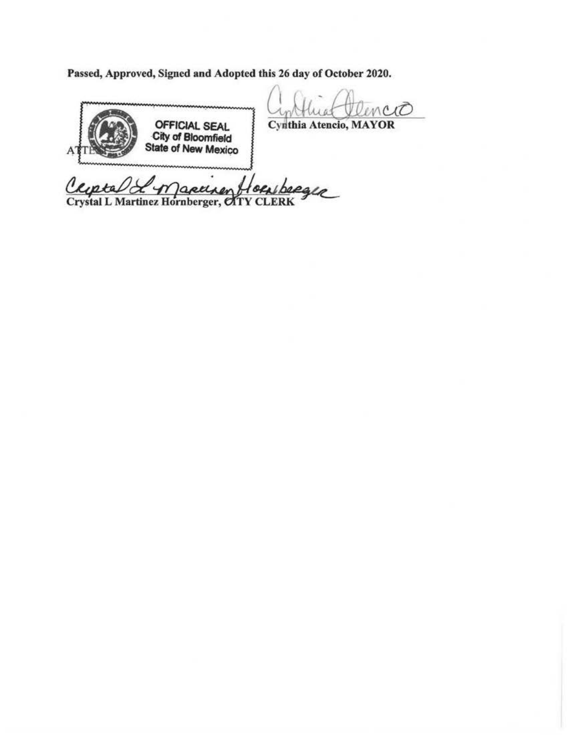**Passed, Approved, Signed and Adopted this 26 day of October 2020.**

Cynthia Atencio, MAYOR

OFFICIAL SEAL
City of Bloomfield
State of New Mexico

ATTEST:

Crystal L Martinez Hornberger, CITY CLERK